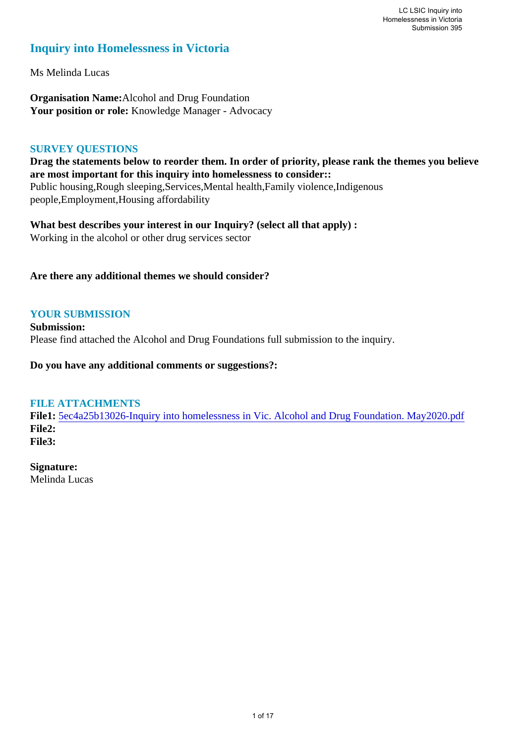# Inquiry into Homelessness in Victoria

Ms Melinda Lucas

**Organisation Name:** Alcohol and Drug Foundation
**Your position or role:** Knowledge Manager - Advocacy

## SURVEY QUESTIONS

**Drag the statements below to reorder them. In order of priority, please rank the themes you believe are most important for this inquiry into homelessness to consider::**
Public housing,Rough sleeping,Services,Mental health,Family violence,Indigenous people,Employment,Housing affordability

**What best describes your interest in our Inquiry? (select all that apply) :**
Working in the alcohol or other drug services sector

**Are there any additional themes we should consider?**

## YOUR SUBMISSION

**Submission:**
Please find attached the Alcohol and Drug Foundations full submission to the inquiry.

**Do you have any additional comments or suggestions?:**

## FILE ATTACHMENTS

**File1:** 5ec4a25b13026-Inquiry into homelessness in Vic. Alcohol and Drug Foundation. May2020.pdf
**File2:**
**File3:**

**Signature:**
Melinda Lucas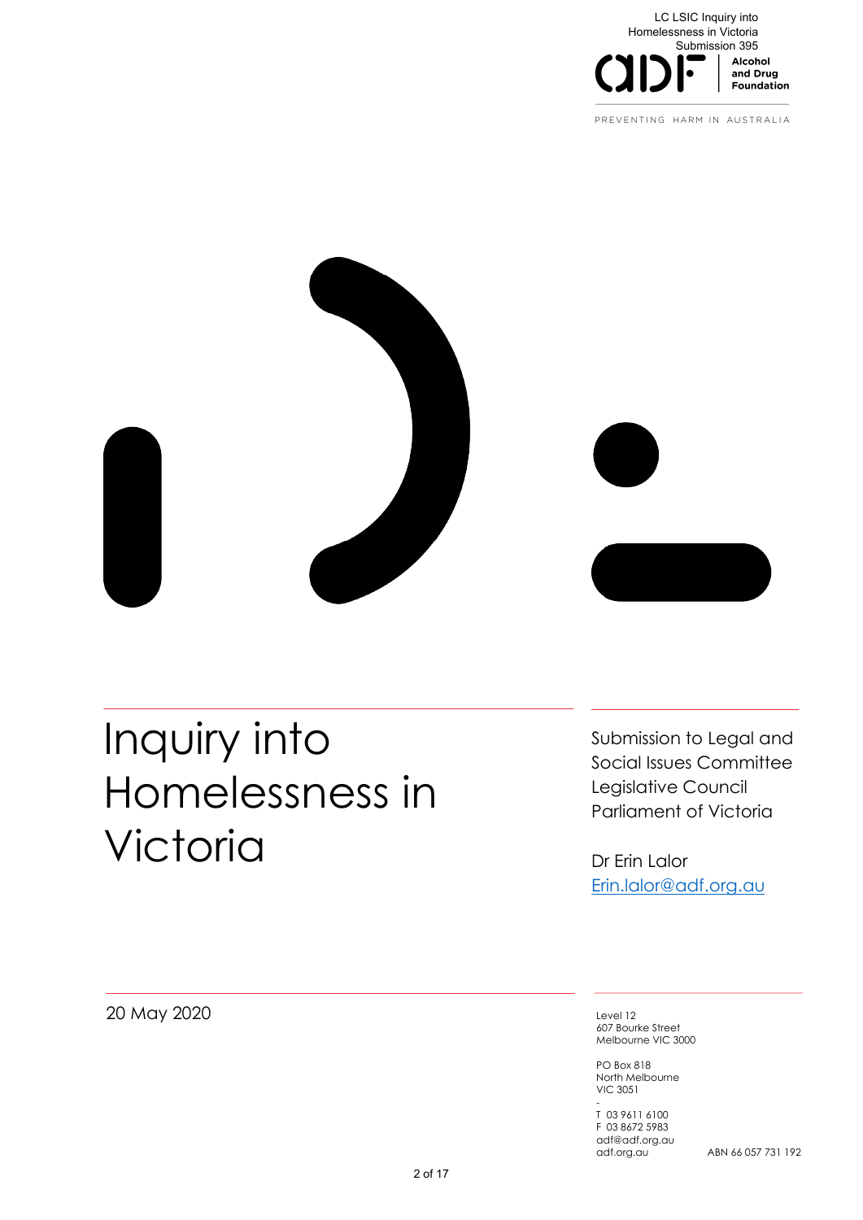LC LSIC Inquiry into Homelessness in Victoria
Submission 395

Alcohol and Drug Foundation

PREVENTING HARM IN AUSTRALIA

# Inquiry into Homelessness in Victoria

Submission to Legal and Social Issues Committee
Legislative Council
Parliament of Victoria

Dr Erin Lalor
Erin.lalor@adf.org.au

20 May 2020

Level 12
607 Bourke Street
Melbourne VIC 3000

PO Box 818
North Melbourne
VIC 3051

-

T 03 9611 6100
F 03 8672 5983
adf@adf.org.au
adf.org.au

ABN 66 057 731 192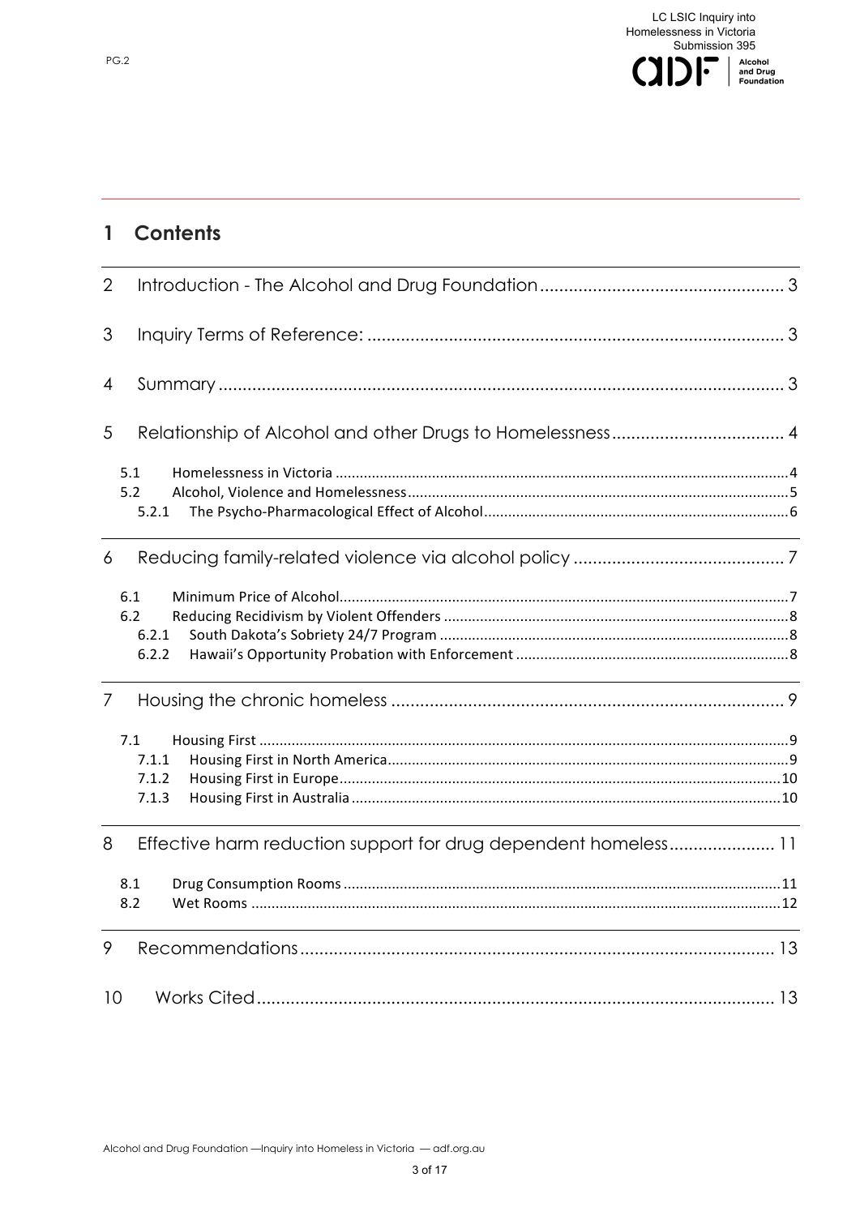# 1 Contents

2 Introduction - The Alcohol and Drug Foundation ........ 3

3 Inquiry Terms of Reference: ........ 3

4 Summary ........ 3

5 Relationship of Alcohol and other Drugs to Homelessness ........ 4

- 5.1 Homelessness in Victoria ........ 4
- 5.2 Alcohol, Violence and Homelessness ........ 5
  - 5.2.1 The Psycho-Pharmacological Effect of Alcohol ........ 6

6 Reducing family-related violence via alcohol policy ........ 7

- 6.1 Minimum Price of Alcohol ........ 7
- 6.2 Reducing Recidivism by Violent Offenders ........ 8
  - 6.2.1 South Dakota's Sobriety 24/7 Program ........ 8
  - 6.2.2 Hawaii's Opportunity Probation with Enforcement ........ 8

7 Housing the chronic homeless ........ 9

- 7.1 Housing First ........ 9
  - 7.1.1 Housing First in North America ........ 9
  - 7.1.2 Housing First in Europe ........ 10
  - 7.1.3 Housing First in Australia ........ 10

8 Effective harm reduction support for drug dependent homeless ........ 11

- 8.1 Drug Consumption Rooms ........ 11
- 8.2 Wet Rooms ........ 12

9 Recommendations ........ 13

10 Works Cited ........ 13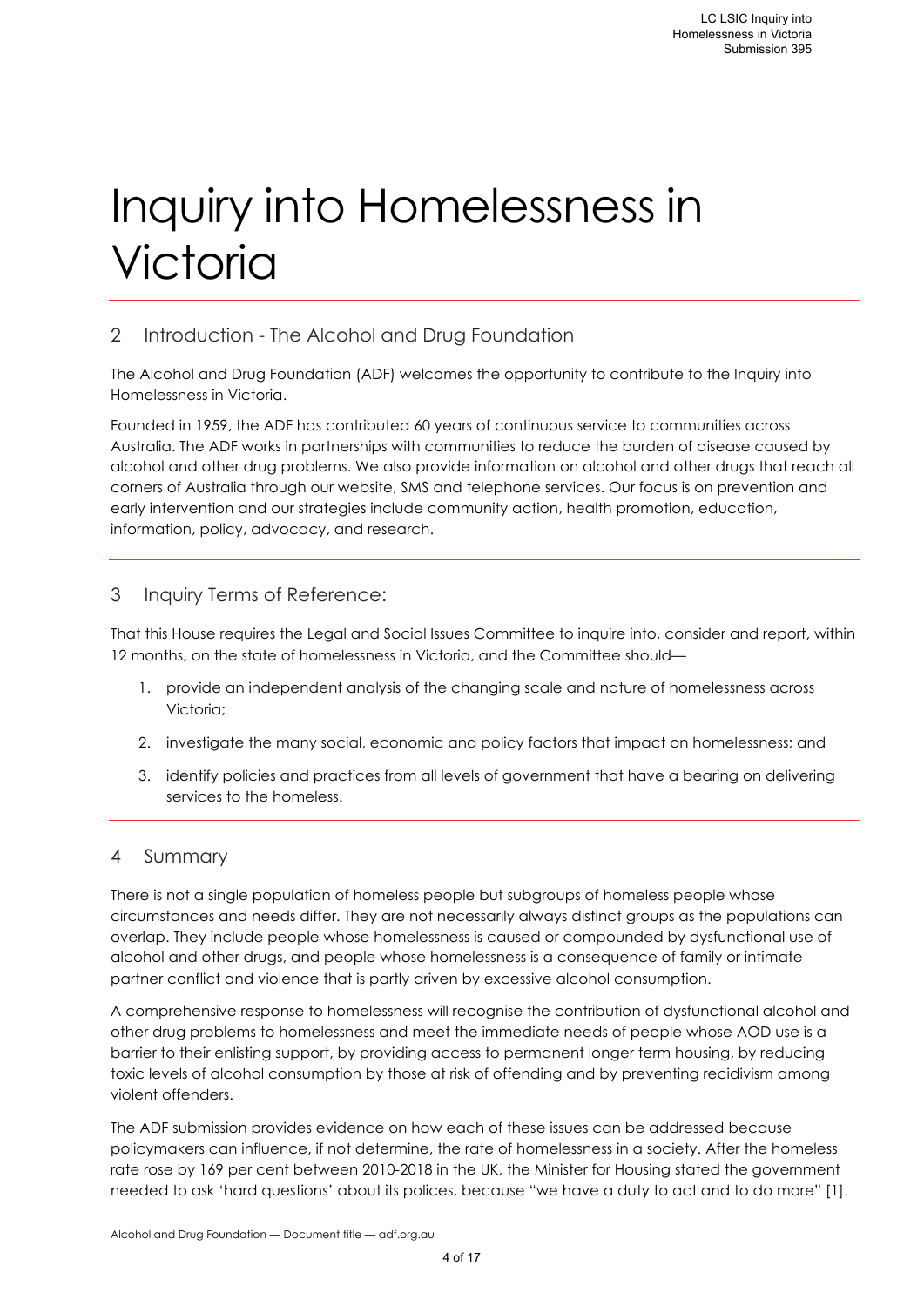# Inquiry into Homelessness in Victoria

## 2 Introduction - The Alcohol and Drug Foundation

The Alcohol and Drug Foundation (ADF) welcomes the opportunity to contribute to the Inquiry into Homelessness in Victoria.

Founded in 1959, the ADF has contributed 60 years of continuous service to communities across Australia. The ADF works in partnerships with communities to reduce the burden of disease caused by alcohol and other drug problems. We also provide information on alcohol and other drugs that reach all corners of Australia through our website, SMS and telephone services. Our focus is on prevention and early intervention and our strategies include community action, health promotion, education, information, policy, advocacy, and research.

## 3 Inquiry Terms of Reference:

That this House requires the Legal and Social Issues Committee to inquire into, consider and report, within 12 months, on the state of homelessness in Victoria, and the Committee should—

1. provide an independent analysis of the changing scale and nature of homelessness across Victoria;
2. investigate the many social, economic and policy factors that impact on homelessness; and
3. identify policies and practices from all levels of government that have a bearing on delivering services to the homeless.

## 4 Summary

There is not a single population of homeless people but subgroups of homeless people whose circumstances and needs differ. They are not necessarily always distinct groups as the populations can overlap. They include people whose homelessness is caused or compounded by dysfunctional use of alcohol and other drugs, and people whose homelessness is a consequence of family or intimate partner conflict and violence that is partly driven by excessive alcohol consumption.

A comprehensive response to homelessness will recognise the contribution of dysfunctional alcohol and other drug problems to homelessness and meet the immediate needs of people whose AOD use is a barrier to their enlisting support, by providing access to permanent longer term housing, by reducing toxic levels of alcohol consumption by those at risk of offending and by preventing recidivism among violent offenders.

The ADF submission provides evidence on how each of these issues can be addressed because policymakers can influence, if not determine, the rate of homelessness in a society. After the homeless rate rose by 169 per cent between 2010-2018 in the UK, the Minister for Housing stated the government needed to ask 'hard questions' about its polices, because "we have a duty to act and to do more" [1].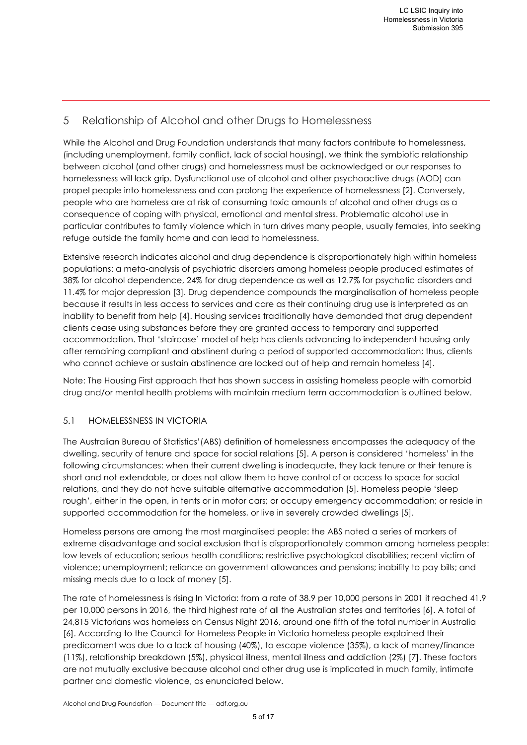## 5 Relationship of Alcohol and other Drugs to Homelessness

While the Alcohol and Drug Foundation understands that many factors contribute to homelessness, (including unemployment, family conflict, lack of social housing), we think the symbiotic relationship between alcohol (and other drugs) and homelessness must be acknowledged or our responses to homelessness will lack grip. Dysfunctional use of alcohol and other psychoactive drugs (AOD) can propel people into homelessness and can prolong the experience of homelessness [2]. Conversely, people who are homeless are at risk of consuming toxic amounts of alcohol and other drugs as a consequence of coping with physical, emotional and mental stress. Problematic alcohol use in particular contributes to family violence which in turn drives many people, usually females, into seeking refuge outside the family home and can lead to homelessness.

Extensive research indicates alcohol and drug dependence is disproportionately high within homeless populations: a meta-analysis of psychiatric disorders among homeless people produced estimates of 38% for alcohol dependence, 24% for drug dependence as well as 12.7% for psychotic disorders and 11.4% for major depression [3]. Drug dependence compounds the marginalisation of homeless people because it results in less access to services and care as their continuing drug use is interpreted as an inability to benefit from help [4]. Housing services traditionally have demanded that drug dependent clients cease using substances before they are granted access to temporary and supported accommodation. That 'staircase' model of help has clients advancing to independent housing only after remaining compliant and abstinent during a period of supported accommodation; thus, clients who cannot achieve or sustain abstinence are locked out of help and remain homeless [4].

Note: The Housing First approach that has shown success in assisting homeless people with comorbid drug and/or mental health problems with maintain medium term accommodation is outlined below.

### 5.1 HOMELESSNESS IN VICTORIA

The Australian Bureau of Statistics' (ABS) definition of homelessness encompasses the adequacy of the dwelling, security of tenure and space for social relations [5]. A person is considered 'homeless' in the following circumstances: when their current dwelling is inadequate, they lack tenure or their tenure is short and not extendable, or does not allow them to have control of or access to space for social relations, and they do not have suitable alternative accommodation [5]. Homeless people 'sleep rough', either in the open, in tents or in motor cars; or occupy emergency accommodation; or reside in supported accommodation for the homeless, or live in severely crowded dwellings [5].

Homeless persons are among the most marginalised people: the ABS noted a series of markers of extreme disadvantage and social exclusion that is disproportionately common among homeless people: low levels of education; serious health conditions; restrictive psychological disabilities; recent victim of violence; unemployment; reliance on government allowances and pensions; inability to pay bills; and missing meals due to a lack of money [5].

The rate of homelessness is rising In Victoria: from a rate of 38.9 per 10,000 persons in 2001 it reached 41.9 per 10,000 persons in 2016, the third highest rate of all the Australian states and territories [6]. A total of 24,815 Victorians was homeless on Census Night 2016, around one fifth of the total number in Australia [6]. According to the Council for Homeless People in Victoria homeless people explained their predicament was due to a lack of housing (40%), to escape violence (35%), a lack of money/finance (11%), relationship breakdown (5%), physical illness, mental illness and addiction (2%) [7]. These factors are not mutually exclusive because alcohol and other drug use is implicated in much family, intimate partner and domestic violence, as enunciated below.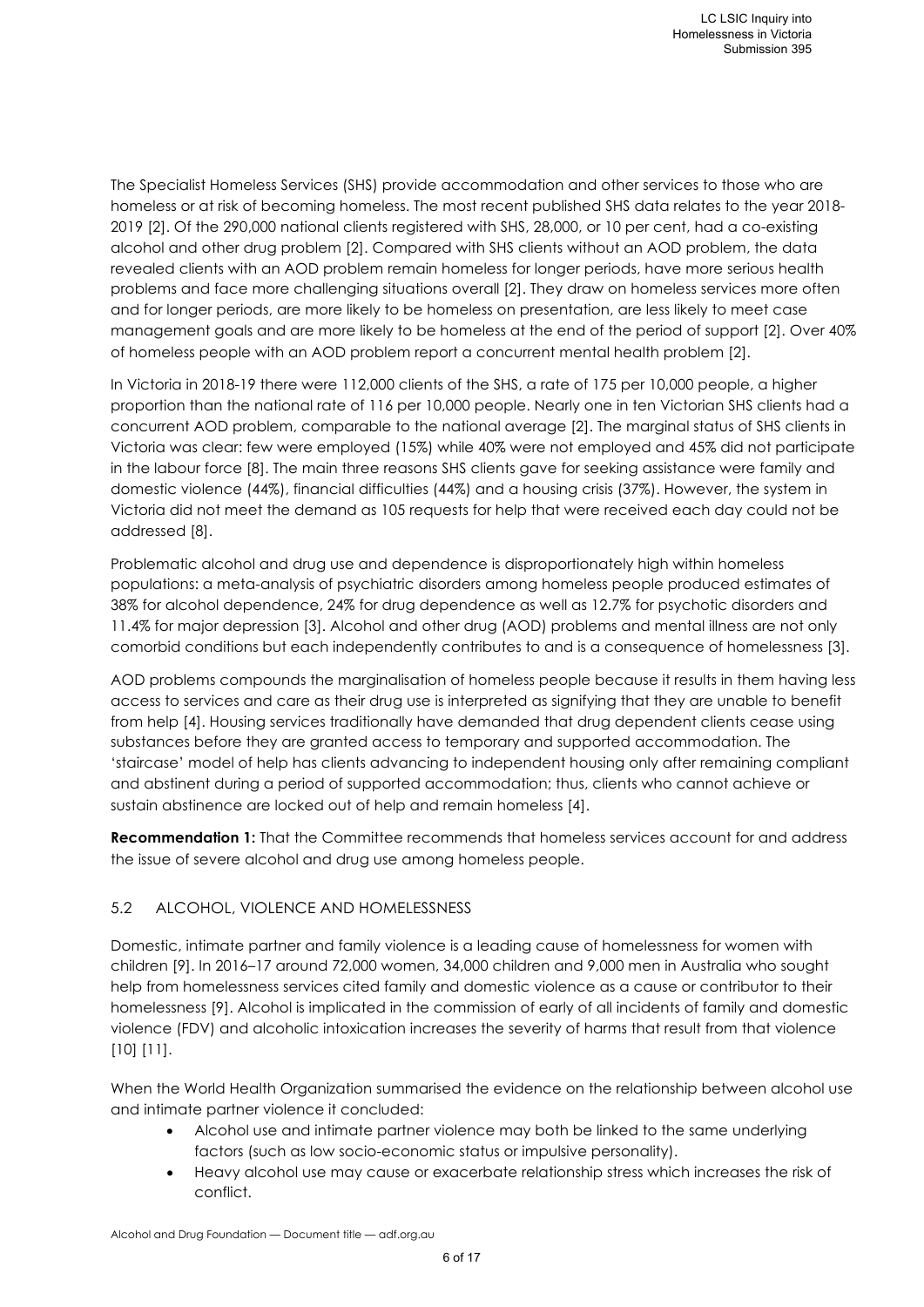The Specialist Homeless Services (SHS) provide accommodation and other services to those who are homeless or at risk of becoming homeless. The most recent published SHS data relates to the year 2018-2019 [2]. Of the 290,000 national clients registered with SHS, 28,000, or 10 per cent, had a co-existing alcohol and other drug problem [2]. Compared with SHS clients without an AOD problem, the data revealed clients with an AOD problem remain homeless for longer periods, have more serious health problems and face more challenging situations overall [2]. They draw on homeless services more often and for longer periods, are more likely to be homeless on presentation, are less likely to meet case management goals and are more likely to be homeless at the end of the period of support [2]. Over 40% of homeless people with an AOD problem report a concurrent mental health problem [2].

In Victoria in 2018-19 there were 112,000 clients of the SHS, a rate of 175 per 10,000 people, a higher proportion than the national rate of 116 per 10,000 people. Nearly one in ten Victorian SHS clients had a concurrent AOD problem, comparable to the national average [2]. The marginal status of SHS clients in Victoria was clear: few were employed (15%) while 40% were not employed and 45% did not participate in the labour force [8]. The main three reasons SHS clients gave for seeking assistance were family and domestic violence (44%), financial difficulties (44%) and a housing crisis (37%). However, the system in Victoria did not meet the demand as 105 requests for help that were received each day could not be addressed [8].

Problematic alcohol and drug use and dependence is disproportionately high within homeless populations: a meta-analysis of psychiatric disorders among homeless people produced estimates of 38% for alcohol dependence, 24% for drug dependence as well as 12.7% for psychotic disorders and 11.4% for major depression [3]. Alcohol and other drug (AOD) problems and mental illness are not only comorbid conditions but each independently contributes to and is a consequence of homelessness [3].

AOD problems compounds the marginalisation of homeless people because it results in them having less access to services and care as their drug use is interpreted as signifying that they are unable to benefit from help [4]. Housing services traditionally have demanded that drug dependent clients cease using substances before they are granted access to temporary and supported accommodation. The 'staircase' model of help has clients advancing to independent housing only after remaining compliant and abstinent during a period of supported accommodation; thus, clients who cannot achieve or sustain abstinence are locked out of help and remain homeless [4].

**Recommendation 1:** That the Committee recommends that homeless services account for and address the issue of severe alcohol and drug use among homeless people.

## 5.2 ALCOHOL, VIOLENCE AND HOMELESSNESS

Domestic, intimate partner and family violence is a leading cause of homelessness for women with children [9]. In 2016–17 around 72,000 women, 34,000 children and 9,000 men in Australia who sought help from homelessness services cited family and domestic violence as a cause or contributor to their homelessness [9]. Alcohol is implicated in the commission of early of all incidents of family and domestic violence (FDV) and alcoholic intoxication increases the severity of harms that result from that violence [10] [11].

When the World Health Organization summarised the evidence on the relationship between alcohol use and intimate partner violence it concluded:

- Alcohol use and intimate partner violence may both be linked to the same underlying factors (such as low socio-economic status or impulsive personality).
- Heavy alcohol use may cause or exacerbate relationship stress which increases the risk of conflict.

Alcohol and Drug Foundation — Document title — adf.org.au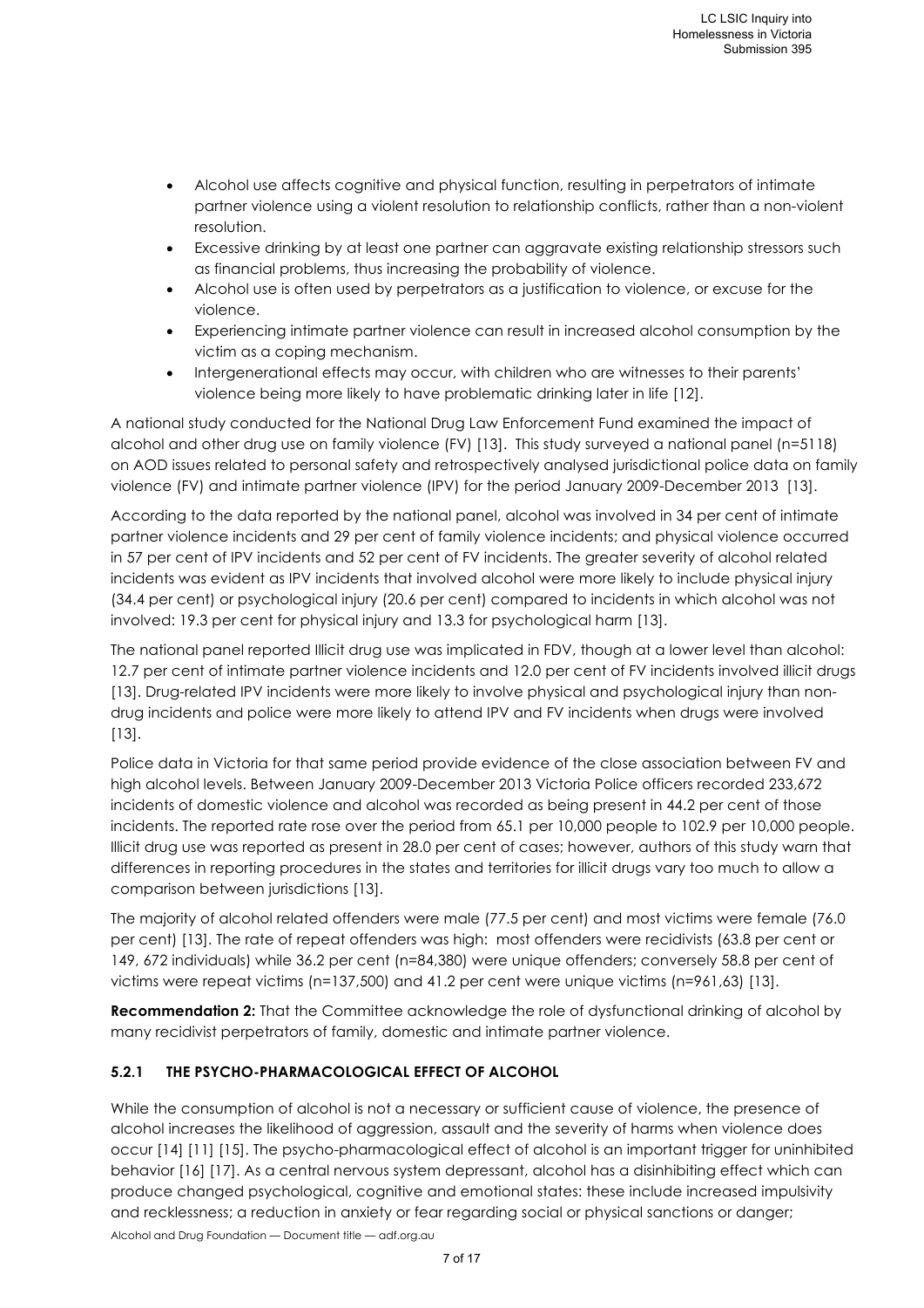- Alcohol use affects cognitive and physical function, resulting in perpetrators of intimate partner violence using a violent resolution to relationship conflicts, rather than a non-violent resolution.
- Excessive drinking by at least one partner can aggravate existing relationship stressors such as financial problems, thus increasing the probability of violence.
- Alcohol use is often used by perpetrators as a justification to violence, or excuse for the violence.
- Experiencing intimate partner violence can result in increased alcohol consumption by the victim as a coping mechanism.
- Intergenerational effects may occur, with children who are witnesses to their parents' violence being more likely to have problematic drinking later in life [12].

A national study conducted for the National Drug Law Enforcement Fund examined the impact of alcohol and other drug use on family violence (FV) [13]. This study surveyed a national panel (n=5118) on AOD issues related to personal safety and retrospectively analysed jurisdictional police data on family violence (FV) and intimate partner violence (IPV) for the period January 2009-December 2013 [13].

According to the data reported by the national panel, alcohol was involved in 34 per cent of intimate partner violence incidents and 29 per cent of family violence incidents; and physical violence occurred in 57 per cent of IPV incidents and 52 per cent of FV incidents. The greater severity of alcohol related incidents was evident as IPV incidents that involved alcohol were more likely to include physical injury (34.4 per cent) or psychological injury (20.6 per cent) compared to incidents in which alcohol was not involved: 19.3 per cent for physical injury and 13.3 for psychological harm [13].

The national panel reported Illicit drug use was implicated in FDV, though at a lower level than alcohol: 12.7 per cent of intimate partner violence incidents and 12.0 per cent of FV incidents involved illicit drugs [13]. Drug-related IPV incidents were more likely to involve physical and psychological injury than non-drug incidents and police were more likely to attend IPV and FV incidents when drugs were involved [13].

Police data in Victoria for that same period provide evidence of the close association between FV and high alcohol levels. Between January 2009-December 2013 Victoria Police officers recorded 233,672 incidents of domestic violence and alcohol was recorded as being present in 44.2 per cent of those incidents. The reported rate rose over the period from 65.1 per 10,000 people to 102.9 per 10,000 people. Illicit drug use was reported as present in 28.0 per cent of cases; however, authors of this study warn that differences in reporting procedures in the states and territories for illicit drugs vary too much to allow a comparison between jurisdictions [13].

The majority of alcohol related offenders were male (77.5 per cent) and most victims were female (76.0 per cent) [13]. The rate of repeat offenders was high: most offenders were recidivists (63.8 per cent or 149, 672 individuals) while 36.2 per cent (n=84,380) were unique offenders; conversely 58.8 per cent of victims were repeat victims (n=137,500) and 41.2 per cent were unique victims (n=961,63) [13].

**Recommendation 2:** That the Committee acknowledge the role of dysfunctional drinking of alcohol by many recidivist perpetrators of family, domestic and intimate partner violence.

### 5.2.1 THE PSYCHO-PHARMACOLOGICAL EFFECT OF ALCOHOL

While the consumption of alcohol is not a necessary or sufficient cause of violence, the presence of alcohol increases the likelihood of aggression, assault and the severity of harms when violence does occur [14] [11] [15]. The psycho-pharmacological effect of alcohol is an important trigger for uninhibited behavior [16] [17]. As a central nervous system depressant, alcohol has a disinhibiting effect which can produce changed psychological, cognitive and emotional states: these include increased impulsivity and recklessness; a reduction in anxiety or fear regarding social or physical sanctions or danger;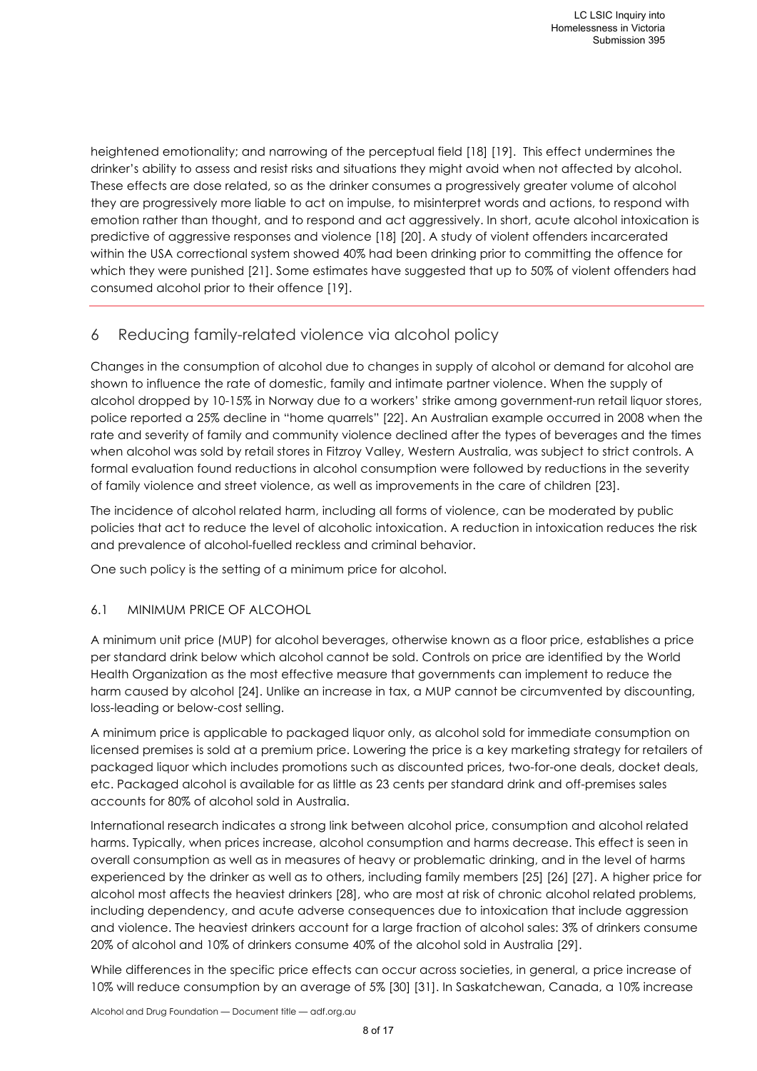heightened emotionality; and narrowing of the perceptual field [18] [19]. This effect undermines the drinker's ability to assess and resist risks and situations they might avoid when not affected by alcohol. These effects are dose related, so as the drinker consumes a progressively greater volume of alcohol they are progressively more liable to act on impulse, to misinterpret words and actions, to respond with emotion rather than thought, and to respond and act aggressively. In short, acute alcohol intoxication is predictive of aggressive responses and violence [18] [20]. A study of violent offenders incarcerated within the USA correctional system showed 40% had been drinking prior to committing the offence for which they were punished [21]. Some estimates have suggested that up to 50% of violent offenders had consumed alcohol prior to their offence [19].

## 6 Reducing family-related violence via alcohol policy

Changes in the consumption of alcohol due to changes in supply of alcohol or demand for alcohol are shown to influence the rate of domestic, family and intimate partner violence. When the supply of alcohol dropped by 10-15% in Norway due to a workers' strike among government-run retail liquor stores, police reported a 25% decline in "home quarrels" [22]. An Australian example occurred in 2008 when the rate and severity of family and community violence declined after the types of beverages and the times when alcohol was sold by retail stores in Fitzroy Valley, Western Australia, was subject to strict controls. A formal evaluation found reductions in alcohol consumption were followed by reductions in the severity of family violence and street violence, as well as improvements in the care of children [23].

The incidence of alcohol related harm, including all forms of violence, can be moderated by public policies that act to reduce the level of alcoholic intoxication. A reduction in intoxication reduces the risk and prevalence of alcohol-fuelled reckless and criminal behavior.

One such policy is the setting of a minimum price for alcohol.

### 6.1 MINIMUM PRICE OF ALCOHOL

A minimum unit price (MUP) for alcohol beverages, otherwise known as a floor price, establishes a price per standard drink below which alcohol cannot be sold. Controls on price are identified by the World Health Organization as the most effective measure that governments can implement to reduce the harm caused by alcohol [24]. Unlike an increase in tax, a MUP cannot be circumvented by discounting, loss-leading or below-cost selling.

A minimum price is applicable to packaged liquor only, as alcohol sold for immediate consumption on licensed premises is sold at a premium price. Lowering the price is a key marketing strategy for retailers of packaged liquor which includes promotions such as discounted prices, two-for-one deals, docket deals, etc. Packaged alcohol is available for as little as 23 cents per standard drink and off-premises sales accounts for 80% of alcohol sold in Australia.

International research indicates a strong link between alcohol price, consumption and alcohol related harms. Typically, when prices increase, alcohol consumption and harms decrease. This effect is seen in overall consumption as well as in measures of heavy or problematic drinking, and in the level of harms experienced by the drinker as well as to others, including family members [25] [26] [27]. A higher price for alcohol most affects the heaviest drinkers [28], who are most at risk of chronic alcohol related problems, including dependency, and acute adverse consequences due to intoxication that include aggression and violence. The heaviest drinkers account for a large fraction of alcohol sales: 3% of drinkers consume 20% of alcohol and 10% of drinkers consume 40% of the alcohol sold in Australia [29].

While differences in the specific price effects can occur across societies, in general, a price increase of 10% will reduce consumption by an average of 5% [30] [31]. In Saskatchewan, Canada, a 10% increase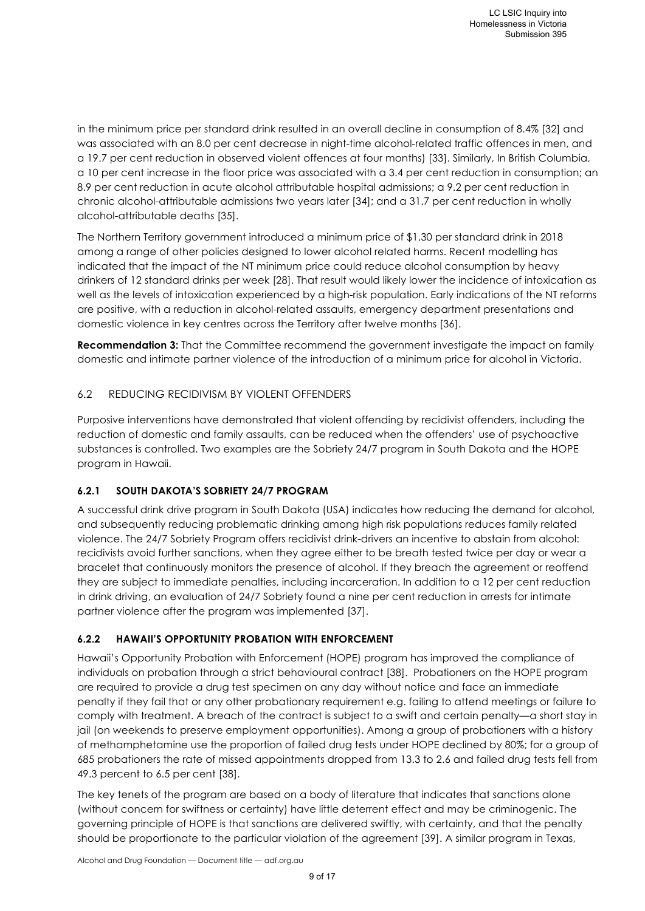in the minimum price per standard drink resulted in an overall decline in consumption of 8.4% [32] and was associated with an 8.0 per cent decrease in night-time alcohol-related traffic offences in men, and a 19.7 per cent reduction in observed violent offences at four months) [33]. Similarly, In British Columbia, a 10 per cent increase in the floor price was associated with a 3.4 per cent reduction in consumption; an 8.9 per cent reduction in acute alcohol attributable hospital admissions; a 9.2 per cent reduction in chronic alcohol-attributable admissions two years later [34]; and a 31.7 per cent reduction in wholly alcohol-attributable deaths [35].

The Northern Territory government introduced a minimum price of $1.30 per standard drink in 2018 among a range of other policies designed to lower alcohol related harms. Recent modelling has indicated that the impact of the NT minimum price could reduce alcohol consumption by heavy drinkers of 12 standard drinks per week [28]. That result would likely lower the incidence of intoxication as well as the levels of intoxication experienced by a high-risk population. Early indications of the NT reforms are positive, with a reduction in alcohol-related assaults, emergency department presentations and domestic violence in key centres across the Territory after twelve months [36].

**Recommendation 3:** That the Committee recommend the government investigate the impact on family domestic and intimate partner violence of the introduction of a minimum price for alcohol in Victoria.

## 6.2 REDUCING RECIDIVISM BY VIOLENT OFFENDERS

Purposive interventions have demonstrated that violent offending by recidivist offenders, including the reduction of domestic and family assaults, can be reduced when the offenders' use of psychoactive substances is controlled. Two examples are the Sobriety 24/7 program in South Dakota and the HOPE program in Hawaii.

### 6.2.1 SOUTH DAKOTA'S SOBRIETY 24/7 PROGRAM

A successful drink drive program in South Dakota (USA) indicates how reducing the demand for alcohol, and subsequently reducing problematic drinking among high risk populations reduces family related violence. The 24/7 Sobriety Program offers recidivist drink-drivers an incentive to abstain from alcohol: recidivists avoid further sanctions, when they agree either to be breath tested twice per day or wear a bracelet that continuously monitors the presence of alcohol. If they breach the agreement or reoffend they are subject to immediate penalties, including incarceration. In addition to a 12 per cent reduction in drink driving, an evaluation of 24/7 Sobriety found a nine per cent reduction in arrests for intimate partner violence after the program was implemented [37].

### 6.2.2 HAWAII'S OPPORTUNITY PROBATION WITH ENFORCEMENT

Hawaii's Opportunity Probation with Enforcement (HOPE) program has improved the compliance of individuals on probation through a strict behavioural contract [38]. Probationers on the HOPE program are required to provide a drug test specimen on any day without notice and face an immediate penalty if they fail that or any other probationary requirement e.g. failing to attend meetings or failure to comply with treatment. A breach of the contract is subject to a swift and certain penalty—a short stay in jail (on weekends to preserve employment opportunities). Among a group of probationers with a history of methamphetamine use the proportion of failed drug tests under HOPE declined by 80%; for a group of 685 probationers the rate of missed appointments dropped from 13.3 to 2.6 and failed drug tests fell from 49.3 percent to 6.5 per cent [38].

The key tenets of the program are based on a body of literature that indicates that sanctions alone (without concern for swiftness or certainty) have little deterrent effect and may be criminogenic. The governing principle of HOPE is that sanctions are delivered swiftly, with certainty, and that the penalty should be proportionate to the particular violation of the agreement [39]. A similar program in Texas,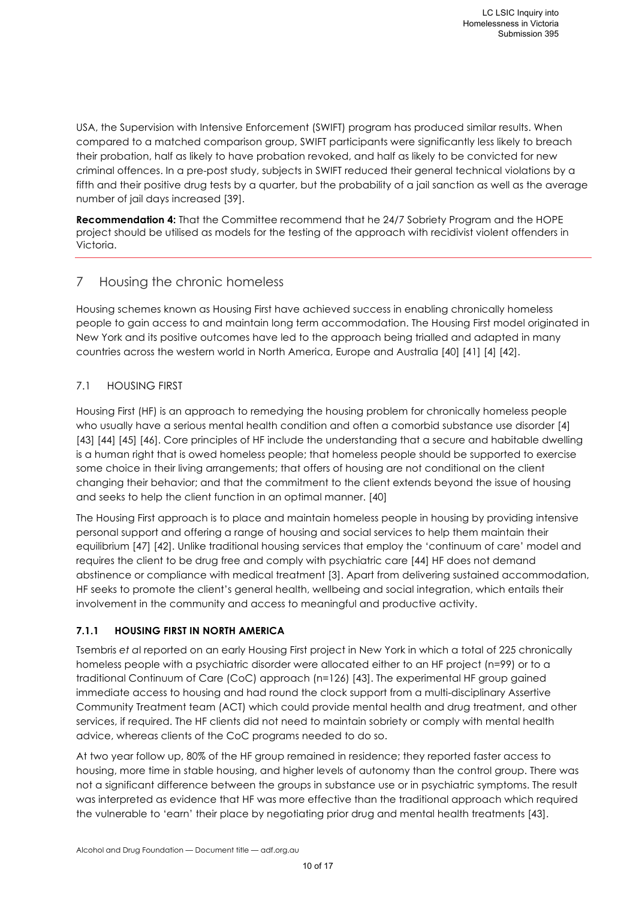USA, the Supervision with Intensive Enforcement (SWIFT) program has produced similar results. When compared to a matched comparison group, SWIFT participants were significantly less likely to breach their probation, half as likely to have probation revoked, and half as likely to be convicted for new criminal offences. In a pre-post study, subjects in SWIFT reduced their general technical violations by a fifth and their positive drug tests by a quarter, but the probability of a jail sanction as well as the average number of jail days increased [39].

**Recommendation 4:** That the Committee recommend that he 24/7 Sobriety Program and the HOPE project should be utilised as models for the testing of the approach with recidivist violent offenders in Victoria.

## 7 Housing the chronic homeless

Housing schemes known as Housing First have achieved success in enabling chronically homeless people to gain access to and maintain long term accommodation. The Housing First model originated in New York and its positive outcomes have led to the approach being trialled and adapted in many countries across the western world in North America, Europe and Australia [40] [41] [4] [42].

### 7.1 HOUSING FIRST

Housing First (HF) is an approach to remedying the housing problem for chronically homeless people who usually have a serious mental health condition and often a comorbid substance use disorder [4] [43] [44] [45] [46]. Core principles of HF include the understanding that a secure and habitable dwelling is a human right that is owed homeless people; that homeless people should be supported to exercise some choice in their living arrangements; that offers of housing are not conditional on the client changing their behavior; and that the commitment to the client extends beyond the issue of housing and seeks to help the client function in an optimal manner. [40]

The Housing First approach is to place and maintain homeless people in housing by providing intensive personal support and offering a range of housing and social services to help them maintain their equilibrium [47] [42]. Unlike traditional housing services that employ the 'continuum of care' model and requires the client to be drug free and comply with psychiatric care [44] HF does not demand abstinence or compliance with medical treatment [3]. Apart from delivering sustained accommodation, HF seeks to promote the client's general health, wellbeing and social integration, which entails their involvement in the community and access to meaningful and productive activity.

#### 7.1.1 HOUSING FIRST IN NORTH AMERICA

Tsembris *et al* reported on an early Housing First project in New York in which a total of 225 chronically homeless people with a psychiatric disorder were allocated either to an HF project (n=99) or to a traditional Continuum of Care (CoC) approach (n=126) [43]. The experimental HF group gained immediate access to housing and had round the clock support from a multi-disciplinary Assertive Community Treatment team (ACT) which could provide mental health and drug treatment, and other services, if required. The HF clients did not need to maintain sobriety or comply with mental health advice, whereas clients of the CoC programs needed to do so.

At two year follow up, 80% of the HF group remained in residence; they reported faster access to housing, more time in stable housing, and higher levels of autonomy than the control group. There was not a significant difference between the groups in substance use or in psychiatric symptoms. The result was interpreted as evidence that HF was more effective than the traditional approach which required the vulnerable to 'earn' their place by negotiating prior drug and mental health treatments [43].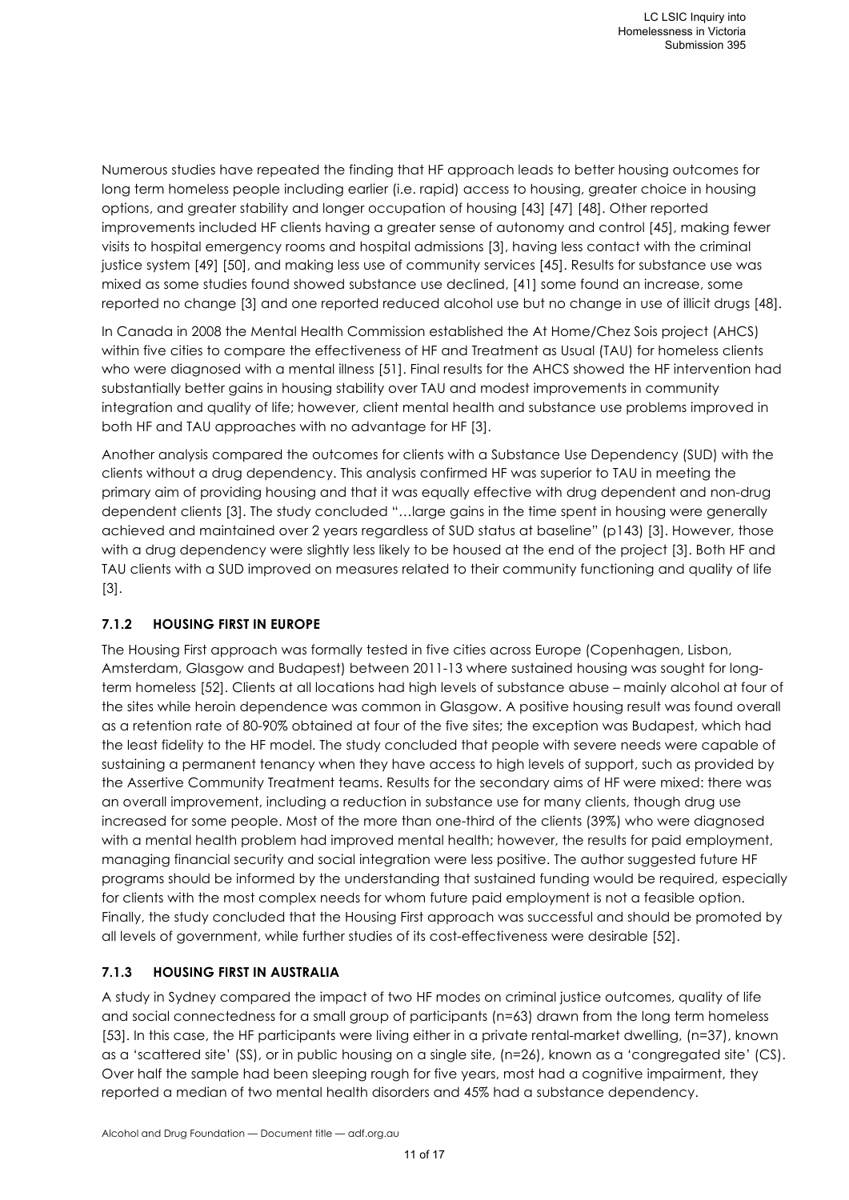Numerous studies have repeated the finding that HF approach leads to better housing outcomes for long term homeless people including earlier (i.e. rapid) access to housing, greater choice in housing options, and greater stability and longer occupation of housing [43] [47] [48]. Other reported improvements included HF clients having a greater sense of autonomy and control [45], making fewer visits to hospital emergency rooms and hospital admissions [3], having less contact with the criminal justice system [49] [50], and making less use of community services [45]. Results for substance use was mixed as some studies found showed substance use declined, [41] some found an increase, some reported no change [3] and one reported reduced alcohol use but no change in use of illicit drugs [48].

In Canada in 2008 the Mental Health Commission established the At Home/Chez Sois project (AHCS) within five cities to compare the effectiveness of HF and Treatment as Usual (TAU) for homeless clients who were diagnosed with a mental illness [51]. Final results for the AHCS showed the HF intervention had substantially better gains in housing stability over TAU and modest improvements in community integration and quality of life; however, client mental health and substance use problems improved in both HF and TAU approaches with no advantage for HF [3].

Another analysis compared the outcomes for clients with a Substance Use Dependency (SUD) with the clients without a drug dependency. This analysis confirmed HF was superior to TAU in meeting the primary aim of providing housing and that it was equally effective with drug dependent and non-drug dependent clients [3]. The study concluded "…large gains in the time spent in housing were generally achieved and maintained over 2 years regardless of SUD status at baseline" (p143) [3]. However, those with a drug dependency were slightly less likely to be housed at the end of the project [3]. Both HF and TAU clients with a SUD improved on measures related to their community functioning and quality of life [3].

### 7.1.2 HOUSING FIRST IN EUROPE

The Housing First approach was formally tested in five cities across Europe (Copenhagen, Lisbon, Amsterdam, Glasgow and Budapest) between 2011-13 where sustained housing was sought for long-term homeless [52]. Clients at all locations had high levels of substance abuse – mainly alcohol at four of the sites while heroin dependence was common in Glasgow. A positive housing result was found overall as a retention rate of 80-90% obtained at four of the five sites; the exception was Budapest, which had the least fidelity to the HF model. The study concluded that people with severe needs were capable of sustaining a permanent tenancy when they have access to high levels of support, such as provided by the Assertive Community Treatment teams. Results for the secondary aims of HF were mixed: there was an overall improvement, including a reduction in substance use for many clients, though drug use increased for some people. Most of the more than one-third of the clients (39%) who were diagnosed with a mental health problem had improved mental health; however, the results for paid employment, managing financial security and social integration were less positive. The author suggested future HF programs should be informed by the understanding that sustained funding would be required, especially for clients with the most complex needs for whom future paid employment is not a feasible option. Finally, the study concluded that the Housing First approach was successful and should be promoted by all levels of government, while further studies of its cost-effectiveness were desirable [52].

### 7.1.3 HOUSING FIRST IN AUSTRALIA

A study in Sydney compared the impact of two HF modes on criminal justice outcomes, quality of life and social connectedness for a small group of participants (n=63) drawn from the long term homeless [53]. In this case, the HF participants were living either in a private rental-market dwelling, (n=37), known as a 'scattered site' (SS), or in public housing on a single site, (n=26), known as a 'congregated site' (CS). Over half the sample had been sleeping rough for five years, most had a cognitive impairment, they reported a median of two mental health disorders and 45% had a substance dependency.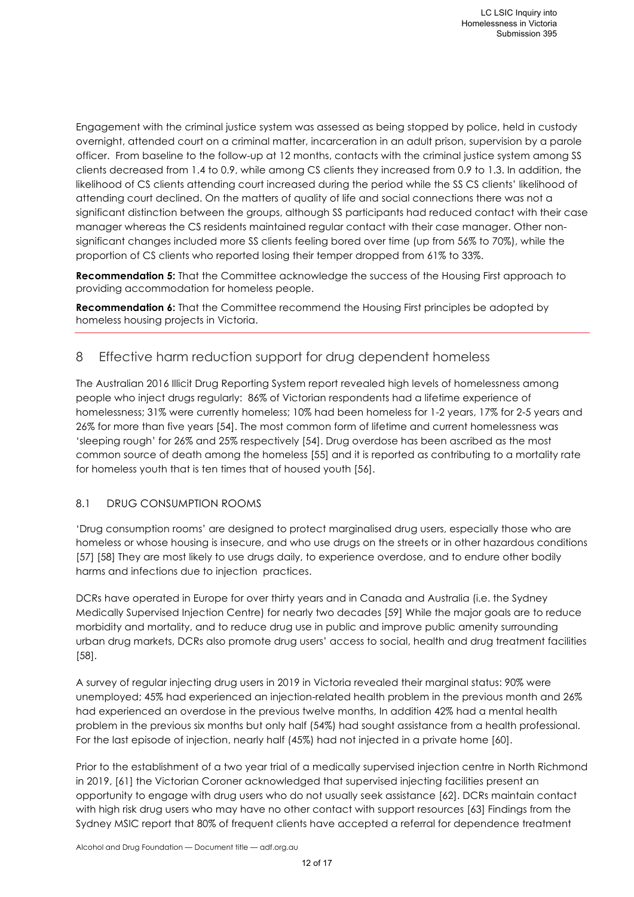Engagement with the criminal justice system was assessed as being stopped by police, held in custody overnight, attended court on a criminal matter, incarceration in an adult prison, supervision by a parole officer. From baseline to the follow-up at 12 months, contacts with the criminal justice system among SS clients decreased from 1.4 to 0.9, while among CS clients they increased from 0.9 to 1.3. In addition, the likelihood of CS clients attending court increased during the period while the SS CS clients' likelihood of attending court declined. On the matters of quality of life and social connections there was not a significant distinction between the groups, although SS participants had reduced contact with their case manager whereas the CS residents maintained regular contact with their case manager. Other non-significant changes included more SS clients feeling bored over time (up from 56% to 70%), while the proportion of CS clients who reported losing their temper dropped from 61% to 33%.

**Recommendation 5:** That the Committee acknowledge the success of the Housing First approach to providing accommodation for homeless people.

**Recommendation 6:** That the Committee recommend the Housing First principles be adopted by homeless housing projects in Victoria.

## 8 Effective harm reduction support for drug dependent homeless

The Australian 2016 Illicit Drug Reporting System report revealed high levels of homelessness among people who inject drugs regularly: 86% of Victorian respondents had a lifetime experience of homelessness; 31% were currently homeless; 10% had been homeless for 1-2 years, 17% for 2-5 years and 26% for more than five years [54]. The most common form of lifetime and current homelessness was 'sleeping rough' for 26% and 25% respectively [54]. Drug overdose has been ascribed as the most common source of death among the homeless [55] and it is reported as contributing to a mortality rate for homeless youth that is ten times that of housed youth [56].

### 8.1 DRUG CONSUMPTION ROOMS

'Drug consumption rooms' are designed to protect marginalised drug users, especially those who are homeless or whose housing is insecure, and who use drugs on the streets or in other hazardous conditions [57] [58] They are most likely to use drugs daily, to experience overdose, and to endure other bodily harms and infections due to injection practices.

DCRs have operated in Europe for over thirty years and in Canada and Australia (i.e. the Sydney Medically Supervised Injection Centre) for nearly two decades [59] While the major goals are to reduce morbidity and mortality, and to reduce drug use in public and improve public amenity surrounding urban drug markets, DCRs also promote drug users' access to social, health and drug treatment facilities [58].

A survey of regular injecting drug users in 2019 in Victoria revealed their marginal status: 90% were unemployed; 45% had experienced an injection-related health problem in the previous month and 26% had experienced an overdose in the previous twelve months, In addition 42% had a mental health problem in the previous six months but only half (54%) had sought assistance from a health professional. For the last episode of injection, nearly half (45%) had not injected in a private home [60].

Prior to the establishment of a two year trial of a medically supervised injection centre in North Richmond in 2019, [61] the Victorian Coroner acknowledged that supervised injecting facilities present an opportunity to engage with drug users who do not usually seek assistance [62]. DCRs maintain contact with high risk drug users who may have no other contact with support resources [63] Findings from the Sydney MSIC report that 80% of frequent clients have accepted a referral for dependence treatment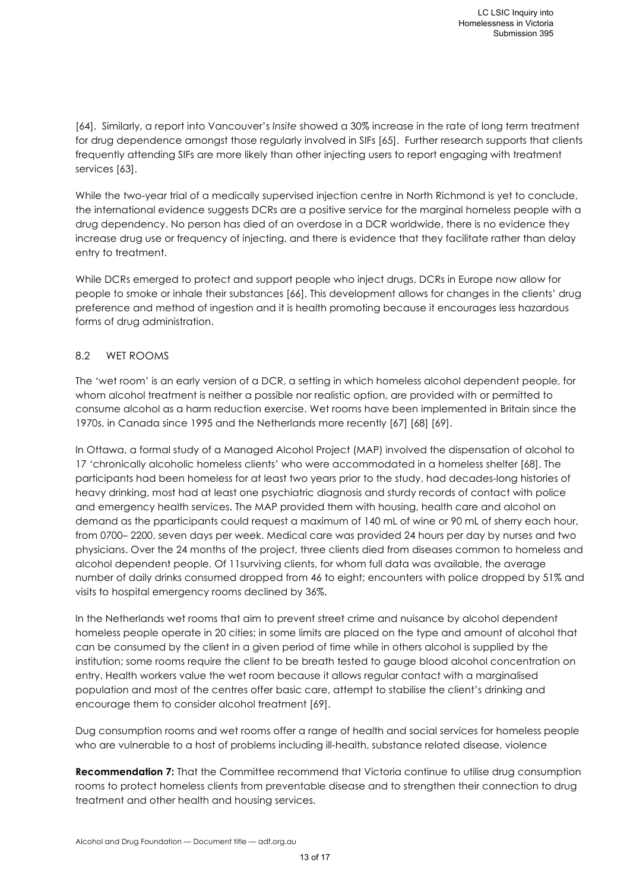[64]. Similarly, a report into Vancouver's *Insite* showed a 30% increase in the rate of long term treatment for drug dependence amongst those regularly involved in SIFs [65]. Further research supports that clients frequently attending SIFs are more likely than other injecting users to report engaging with treatment services [63].

While the two-year trial of a medically supervised injection centre in North Richmond is yet to conclude, the international evidence suggests DCRs are a positive service for the marginal homeless people with a drug dependency. No person has died of an overdose in a DCR worldwide, there is no evidence they increase drug use or frequency of injecting, and there is evidence that they facilitate rather than delay entry to treatment.

While DCRs emerged to protect and support people who inject drugs, DCRs in Europe now allow for people to smoke or inhale their substances [66]. This development allows for changes in the clients' drug preference and method of ingestion and it is health promoting because it encourages less hazardous forms of drug administration.

## 8.2 WET ROOMS

The 'wet room' is an early version of a DCR, a setting in which homeless alcohol dependent people, for whom alcohol treatment is neither a possible nor realistic option, are provided with or permitted to consume alcohol as a harm reduction exercise. Wet rooms have been implemented in Britain since the 1970s, in Canada since 1995 and the Netherlands more recently [67] [68] [69].

In Ottawa, a formal study of a Managed Alcohol Project (MAP) involved the dispensation of alcohol to 17 'chronically alcoholic homeless clients' who were accommodated in a homeless shelter [68]. The participants had been homeless for at least two years prior to the study, had decades-long histories of heavy drinking, most had at least one psychiatric diagnosis and sturdy records of contact with police and emergency health services. The MAP provided them with housing, health care and alcohol on demand as the pparticipants could request a maximum of 140 mL of wine or 90 mL of sherry each hour, from 0700– 2200, seven days per week. Medical care was provided 24 hours per day by nurses and two physicians. Over the 24 months of the project, three clients died from diseases common to homeless and alcohol dependent people. Of 11surviving clients, for whom full data was available, the average number of daily drinks consumed dropped from 46 to eight; encounters with police dropped by 51% and visits to hospital emergency rooms declined by 36%.

In the Netherlands wet rooms that aim to prevent street crime and nuisance by alcohol dependent homeless people operate in 20 cities; in some limits are placed on the type and amount of alcohol that can be consumed by the client in a given period of time while in others alcohol is supplied by the institution; some rooms require the client to be breath tested to gauge blood alcohol concentration on entry. Health workers value the wet room because it allows regular contact with a marginalised population and most of the centres offer basic care, attempt to stabilise the client's drinking and encourage them to consider alcohol treatment [69].

Dug consumption rooms and wet rooms offer a range of health and social services for homeless people who are vulnerable to a host of problems including ill-health, substance related disease, violence

**Recommendation 7:** That the Committee recommend that Victoria continue to utilise drug consumption rooms to protect homeless clients from preventable disease and to strengthen their connection to drug treatment and other health and housing services.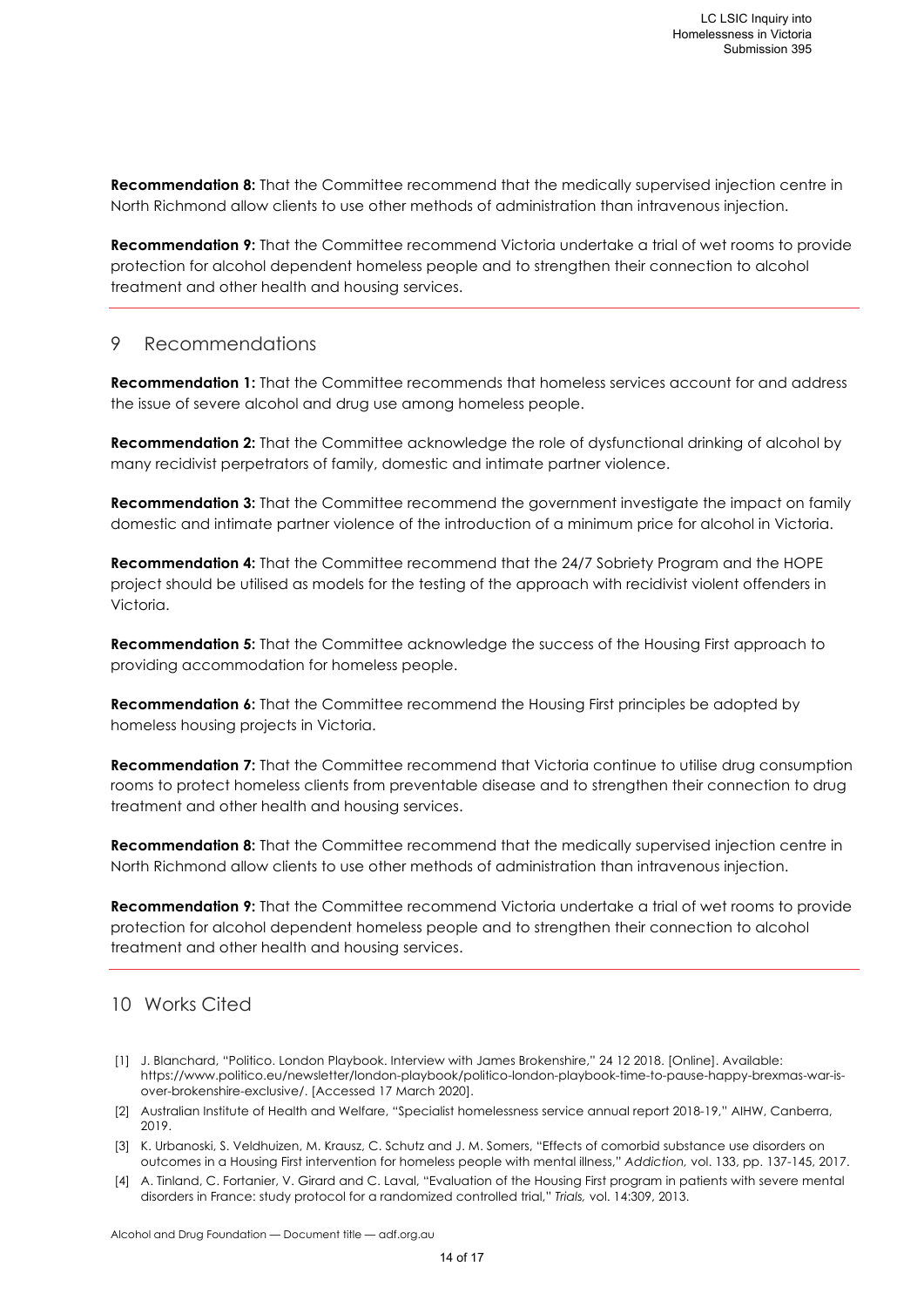**Recommendation 8:** That the Committee recommend that the medically supervised injection centre in North Richmond allow clients to use other methods of administration than intravenous injection.

**Recommendation 9:** That the Committee recommend Victoria undertake a trial of wet rooms to provide protection for alcohol dependent homeless people and to strengthen their connection to alcohol treatment and other health and housing services.

## 9 Recommendations

**Recommendation 1:** That the Committee recommends that homeless services account for and address the issue of severe alcohol and drug use among homeless people.

**Recommendation 2:** That the Committee acknowledge the role of dysfunctional drinking of alcohol by many recidivist perpetrators of family, domestic and intimate partner violence.

**Recommendation 3:** That the Committee recommend the government investigate the impact on family domestic and intimate partner violence of the introduction of a minimum price for alcohol in Victoria.

**Recommendation 4:** That the Committee recommend that the 24/7 Sobriety Program and the HOPE project should be utilised as models for the testing of the approach with recidivist violent offenders in Victoria.

**Recommendation 5:** That the Committee acknowledge the success of the Housing First approach to providing accommodation for homeless people.

**Recommendation 6:** That the Committee recommend the Housing First principles be adopted by homeless housing projects in Victoria.

**Recommendation 7:** That the Committee recommend that Victoria continue to utilise drug consumption rooms to protect homeless clients from preventable disease and to strengthen their connection to drug treatment and other health and housing services.

**Recommendation 8:** That the Committee recommend that the medically supervised injection centre in North Richmond allow clients to use other methods of administration than intravenous injection.

**Recommendation 9:** That the Committee recommend Victoria undertake a trial of wet rooms to provide protection for alcohol dependent homeless people and to strengthen their connection to alcohol treatment and other health and housing services.

## 10 Works Cited

[1] J. Blanchard, "Politico. London Playbook. Interview with James Brokenshire," 24 12 2018. [Online]. Available: https://www.politico.eu/newsletter/london-playbook/politico-london-playbook-time-to-pause-happy-brexmas-war-is-over-brokenshire-exclusive/. [Accessed 17 March 2020].

[2] Australian Institute of Health and Welfare, "Specialist homelessness service annual report 2018-19," AIHW, Canberra, 2019.

[3] K. Urbanoski, S. Veldhuizen, M. Krausz, C. Schutz and J. M. Somers, "Effects of comorbid substance use disorders on outcomes in a Housing First intervention for homeless people with mental illness," *Addiction,* vol. 133, pp. 137-145, 2017.

[4] A. Tinland, C. Fortanier, V. Girard and C. Laval, "Evaluation of the Housing First program in patients with severe mental disorders in France: study protocol for a randomized controlled trial," *Trials,* vol. 14:309, 2013.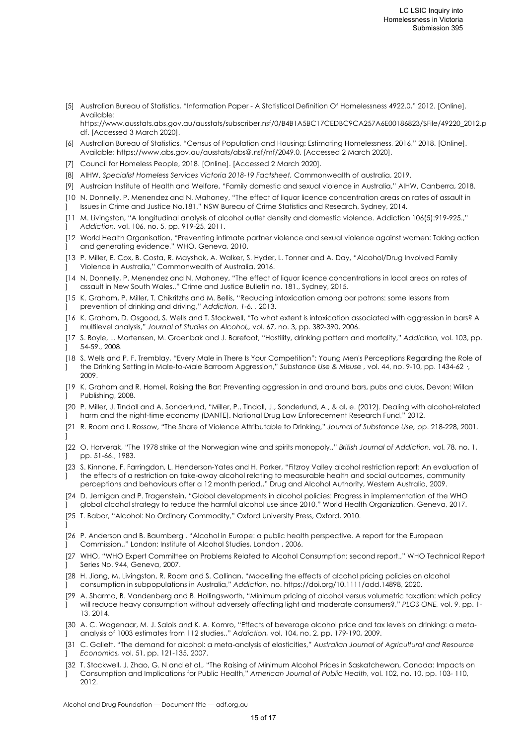[5] Australian Bureau of Statistics, "Information Paper - A Statistical Definition Of Homelessness 4922.0," 2012. [Online]. Available: https://www.ausstats.abs.gov.au/ausstats/subscriber.nsf/0/B4B1A5BC17CEDBC9CA257A6E00186823/$File/49220_2012.pdf. [Accessed 3 March 2020].

[6] Australian Bureau of Statistics, "Census of Population and Housing: Estimating Homelessness, 2016," 2018. [Online]. Available: https://www.abs.gov.au/ausstats/abs@.nsf/mf/2049.0. [Accessed 2 March 2020].

[7] Council for Homeless People, 2018. [Online]. [Accessed 2 March 2020].

[8] AIHW, *Specialist Homeless Services Victoria 2018-19 Factsheet,* Commonwealth of australia, 2019.

[9] Austraian Institute of Health and Welfare, "Family domestic and sexual violence in Australia," AIHW, Canberra, 2018.

[10] N. Donnelly, P. Menendez and N. Mahoney, "The effect of liquor licence concentration areas on rates of assault in Issues in Crime and Justice No.181," NSW Bureau of Crime Statistics and Research, Sydney, 2014.

[11] M. Livingston, "A longitudinal analysis of alcohol outlet density and domestic violence. Addiction 106(5):919-925.," *Addiction,* vol. 106, no. 5, pp. 919-25, 2011.

[12] World Health Organisation, "Preventing intimate partner violence and sexual violence against women: Taking action and generating evidence," WHO, Geneva, 2010.

[13] P. Miller, E. Cox, B. Costa, R. Mayshak, A. Walker, S. Hyder, L. Tonner and A. Day, "Alcohol/Drug Involved Family Violence in Australia," Commonwealth of Australia, 2016.

[14] N. Donnelly, P. Menendez and N. Mahoney, "The effect of liquor licence concentrations in local areas on rates of assault in New South Wales.," Crime and Justice Bulletin no. 181., Sydney, 2015.

[15] K. Graham, P. Miller, T. Chikritzhs and M. Bellis, "Reducing intoxication among bar patrons: some lessons from prevention of drinking and driving," *Addiction, 1-6. ,* 2013.

[16] K. Graham, D. Osgood, S. Wells and T. Stockwell, "To what extent is intoxication associated with aggression in bars? A multilevel analysis," *Journal of Studies on Alcohol,,* vol. 67, no. 3, pp. 382-390, 2006.

[17] S. Boyle, L. Mortensen, M. Groenbak and J. Barefoot, "Hostility, drinking pattern and mortality," *Addiction,* vol. 103, pp. 54-59., 2008.

[18] S. Wells and P. F. Tremblay, "Every Male in There Is Your Competition": Young Men's Perceptions Regarding the Role of the Drinking Setting in Male-to-Male Barroom Aggression," *Substance Use & Misuse ,* vol. 44, no. 9-10, pp. 1434-62 ·, 2009.

[19] K. Graham and R. Homel, Raising the Bar: Preventing aggression in and around bars, pubs and clubs, Devon: Willan Publishing, 2008.

[20] P. Miller, J. Tindall and A. Sonderlund, "Miller, P., Tindall, J., Sonderlund, A., & al, e. (2012). Dealing with alcohol-related harm and the night-time economy (DANTE). National Drug Law Enforecement Research Fund," 2012.

[21] R. Room and I. Rossow, "The Share of Violence Attributable to Drinking," *Journal of Substance Use,* pp. 218-228, 2001.

[22] O. Horverak, "The 1978 strike at the Norwegian wine and spirits monopoly.," *British Journal of Addiction,* vol. 78, no. 1, pp. 51-66., 1983.

[23] S. Kinnane, F. Farringdon, L. Henderson-Yates and H. Parker, "Fitzroy Valley alcohol restriction report: An evaluation of the effects of a restriction on take-away alcohol relating to measurable health and social outcomes, community perceptions and behaviours after a 12 month period.," Drug and Alcohol Authority, Western Australia, 2009.

[24] D. Jernigan and P. Tragenstein, "Global developments in alcohol policies: Progress in implementation of the WHO global alcohol strategy to reduce the harmful alcohol use since 2010," World Health Organization, Geneva, 2017.

[25] T. Babor, "Alcohol: No Ordinary Commodity," Oxford University Press, Oxford, 2010.

[26] P. Anderson and B. Baumberg , "Alcohol in Europe: a public health perspective. A report for the European Commission.," London: Institute of Alcohol Studies, London , 2006.

[27] WHO, "WHO Expert Committee on Problems Related to Alcohol Consumption: second report.," WHO Technical Report Series No. 944, Geneva, 2007.

[28] H. Jiang, M. Livingston, R. Room and S. Callinan, "Modelling the effects of alcohol pricing policies on alcohol consumption in subpopulations in Australia," *Addiction,* no. https://doi.org/10.1111/add.14898, 2020.

[29] A. Sharma, B. Vandenberg and B. Hollingsworth, "Minimum pricing of alcohol versus volumetric taxation: which policy will reduce heavy consumption without adversely affecting light and moderate consumers?," *PLOS ONE,* vol. 9, pp. 1-13, 2014.

[30] A. C. Wagenaar, M. J. Salois and K. A. Komro, "Effects of beverage alcohol price and tax levels on drinking: a meta-analysis of 1003 estimates from 112 studies.," *Addiction,* vol. 104, no. 2, pp. 179-190, 2009.

[31] C. Gallett, "The demand for alcohol: a meta-analysis of elasticities," *Australian Journal of Agricultural and Resource Economics,* vol. 51, pp. 121-135, 2007.

[32] T. Stockwell, J. Zhao, G. N and et al., "The Raising of Minimum Alcohol Prices in Saskatchewan, Canada: Impacts on Consumption and Implications for Public Health," *American Journal of Public Health,* vol. 102, no. 10, pp. 103- 110, 2012.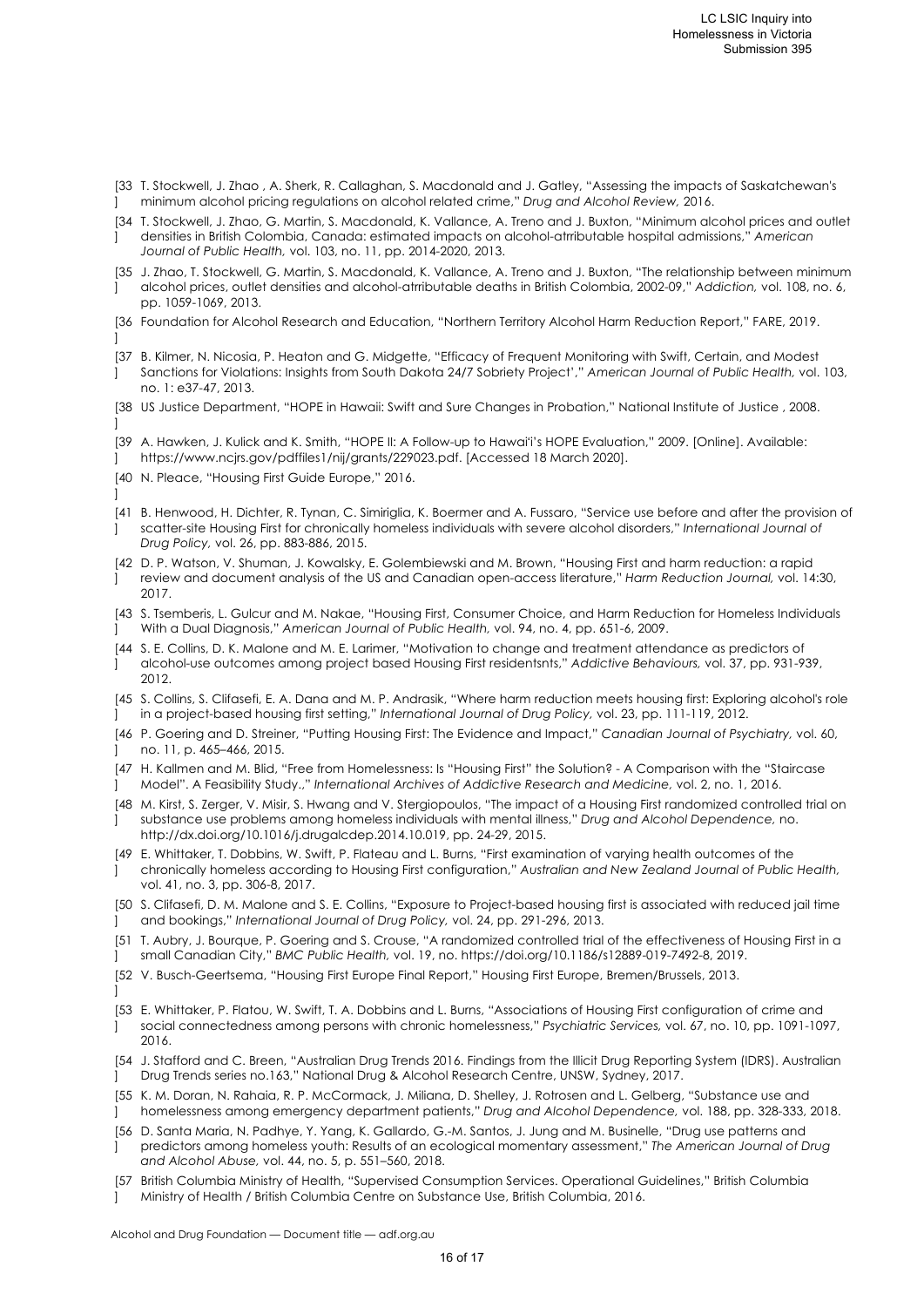[33] T. Stockwell, J. Zhao , A. Sherk, R. Callaghan, S. Macdonald and J. Gatley, "Assessing the impacts of Saskatchewan's minimum alcohol pricing regulations on alcohol related crime," *Drug and Alcohol Review,* 2016.

[34] T. Stockwell, J. Zhao, G. Martin, S. Macdonald, K. Vallance, A. Treno and J. Buxton, "Minimum alcohol prices and outlet densities in British Colombia, Canada: estimated impacts on alcohol-atrributable hospital admissions," *American Journal of Public Health,* vol. 103, no. 11, pp. 2014-2020, 2013.

[35] J. Zhao, T. Stockwell, G. Martin, S. Macdonald, K. Vallance, A. Treno and J. Buxton, "The relationship between minimum alcohol prices, outlet densities and alcohol-atrributable deaths in British Colombia, 2002-09," *Addiction,* vol. 108, no. 6, pp. 1059-1069, 2013.

[36] Foundation for Alcohol Research and Education, "Northern Territory Alcohol Harm Reduction Report," FARE, 2019.

[37] B. Kilmer, N. Nicosia, P. Heaton and G. Midgette, "Efficacy of Frequent Monitoring with Swift, Certain, and Modest Sanctions for Violations: Insights from South Dakota 24/7 Sobriety Project'," *American Journal of Public Health,* vol. 103, no. 1: e37-47, 2013.

[38] US Justice Department, "HOPE in Hawaii: Swift and Sure Changes in Probation," National Institute of Justice , 2008.

[39] A. Hawken, J. Kulick and K. Smith, "HOPE II: A Follow-up to Hawai'i's HOPE Evaluation," 2009. [Online]. Available: https://www.ncjrs.gov/pdffiles1/nij/grants/229023.pdf. [Accessed 18 March 2020].

[40] N. Pleace, "Housing First Guide Europe," 2016.

[41] B. Henwood, H. Dichter, R. Tynan, C. Simiriglia, K. Boermer and A. Fussaro, "Service use before and after the provision of scatter-site Housing First for chronically homeless individuals with severe alcohol disorders," *International Journal of Drug Policy,* vol. 26, pp. 883-886, 2015.

[42] D. P. Watson, V. Shuman, J. Kowalsky, E. Golembiewski and M. Brown, "Housing First and harm reduction: a rapid review and document analysis of the US and Canadian open-access literature," *Harm Reduction Journal,* vol. 14:30, 2017.

[43] S. Tsemberis, L. Gulcur and M. Nakae, "Housing First, Consumer Choice, and Harm Reduction for Homeless Individuals With a Dual Diagnosis," *American Journal of Public Health,* vol. 94, no. 4, pp. 651-6, 2009.

[44] S. E. Collins, D. K. Malone and M. E. Larimer, "Motivation to change and treatment attendance as predictors of alcohol-use outcomes among project based Housing First residentsnts," *Addictive Behaviours,* vol. 37, pp. 931-939, 2012.

[45] S. Collins, S. Clifasefi, E. A. Dana and M. P. Andrasik, "Where harm reduction meets housing first: Exploring alcohol's role in a project-based housing first setting," *International Journal of Drug Policy,* vol. 23, pp. 111-119, 2012.

[46] P. Goering and D. Streiner, "Putting Housing First: The Evidence and Impact," *Canadian Journal of Psychiatry,* vol. 60, no. 11, p. 465–466, 2015.

[47] H. Kallmen and M. Blid, "Free from Homelessness: Is "Housing First" the Solution? - A Comparison with the "Staircase Model". A Feasibility Study.," *International Archives of Addictive Research and Medicine,* vol. 2, no. 1, 2016.

[48] M. Kirst, S. Zerger, V. Misir, S. Hwang and V. Stergiopoulos, "The impact of a Housing First randomized controlled trial on substance use problems among homeless individuals with mental illness," *Drug and Alcohol Dependence,* no. http://dx.doi.org/10.1016/j.drugalcdep.2014.10.019, pp. 24-29, 2015.

[49] E. Whittaker, T. Dobbins, W. Swift, P. Flateau and L. Burns, "First examination of varying health outcomes of the chronically homeless according to Housing First configuration," *Australian and New Zealand Journal of Public Health,* vol. 41, no. 3, pp. 306-8, 2017.

[50] S. Clifasefi, D. M. Malone and S. E. Collins, "Exposure to Project-based housing first is associated with reduced jail time and bookings," *International Journal of Drug Policy,* vol. 24, pp. 291-296, 2013.

[51] T. Aubry, J. Bourque, P. Goering and S. Crouse, "A randomized controlled trial of the effectiveness of Housing First in a small Canadian City," *BMC Public Health,* vol. 19, no. https://doi.org/10.1186/s12889-019-7492-8, 2019.

[52] V. Busch-Geertsema, "Housing First Europe Final Report," Housing First Europe, Bremen/Brussels, 2013.

[53] E. Whittaker, P. Flatou, W. Swift, T. A. Dobbins and L. Burns, "Associations of Housing First configuration of crime and social connectedness among persons with chronic homelessness," *Psychiatric Services,* vol. 67, no. 10, pp. 1091-1097, 2016.

[54] J. Stafford and C. Breen, "Australian Drug Trends 2016. Findings from the Illicit Drug Reporting System (IDRS). Australian Drug Trends series no.163," National Drug & Alcohol Research Centre, UNSW, Sydney, 2017.

[55] K. M. Doran, N. Rahaia, R. P. McCormack, J. Miliana, D. Shelley, J. Rotrosen and L. Gelberg, "Substance use and homelessness among emergency department patients," *Drug and Alcohol Dependence,* vol. 188, pp. 328-333, 2018.

[56] D. Santa Maria, N. Padhye, Y. Yang, K. Gallardo, G.-M. Santos, J. Jung and M. Businelle, "Drug use patterns and predictors among homeless youth: Results of an ecological momentary assessment," *The American Journal of Drug and Alcohol Abuse,* vol. 44, no. 5, p. 551–560, 2018.

[57] British Columbia Ministry of Health, "Supervised Consumption Services. Operational Guidelines," British Columbia Ministry of Health / British Columbia Centre on Substance Use, British Columbia, 2016.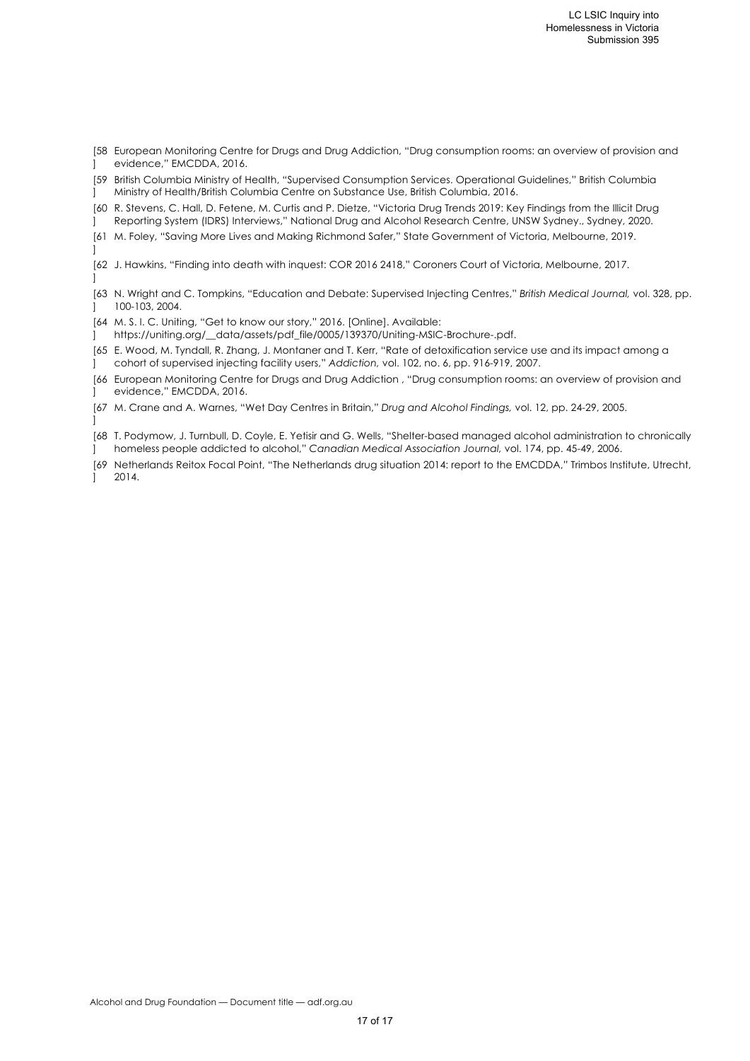[58] European Monitoring Centre for Drugs and Drug Addiction, "Drug consumption rooms: an overview of provision and evidence," EMCDDA, 2016.

[59] British Columbia Ministry of Health, "Supervised Consumption Services. Operational Guidelines," British Columbia Ministry of Health/British Columbia Centre on Substance Use, British Columbia, 2016.

[60] R. Stevens, C. Hall, D. Fetene, M. Curtis and P. Dietze, "Victoria Drug Trends 2019: Key Findings from the Illicit Drug Reporting System (IDRS) Interviews," National Drug and Alcohol Research Centre, UNSW Sydney., Sydney, 2020.

[61] M. Foley, "Saving More Lives and Making Richmond Safer," State Government of Victoria, Melbourne, 2019.

[62] J. Hawkins, "Finding into death with inquest: COR 2016 2418," Coroners Court of Victoria, Melbourne, 2017.

[63] N. Wright and C. Tompkins, "Education and Debate: Supervised Injecting Centres," *British Medical Journal,* vol. 328, pp. 100-103, 2004.

[64] M. S. I. C. Uniting, "Get to know our story," 2016. [Online]. Available: https://uniting.org/__data/assets/pdf_file/0005/139370/Uniting-MSIC-Brochure-.pdf.

[65] E. Wood, M. Tyndall, R. Zhang, J. Montaner and T. Kerr, "Rate of detoxification service use and its impact among a cohort of supervised injecting facility users," *Addiction,* vol. 102, no. 6, pp. 916-919, 2007.

[66] European Monitoring Centre for Drugs and Drug Addiction , "Drug consumption rooms: an overview of provision and evidence," EMCDDA, 2016.

[67] M. Crane and A. Warnes, "Wet Day Centres in Britain," *Drug and Alcohol Findings,* vol. 12, pp. 24-29, 2005.

[68] T. Podymow, J. Turnbull, D. Coyle, E. Yetisir and G. Wells, "Shelter-based managed alcohol administration to chronically homeless people addicted to alcohol," *Canadian Medical Association Journal,* vol. 174, pp. 45-49, 2006.

[69] Netherlands Reitox Focal Point, "The Netherlands drug situation 2014: report to the EMCDDA," Trimbos Institute, Utrecht, 2014.